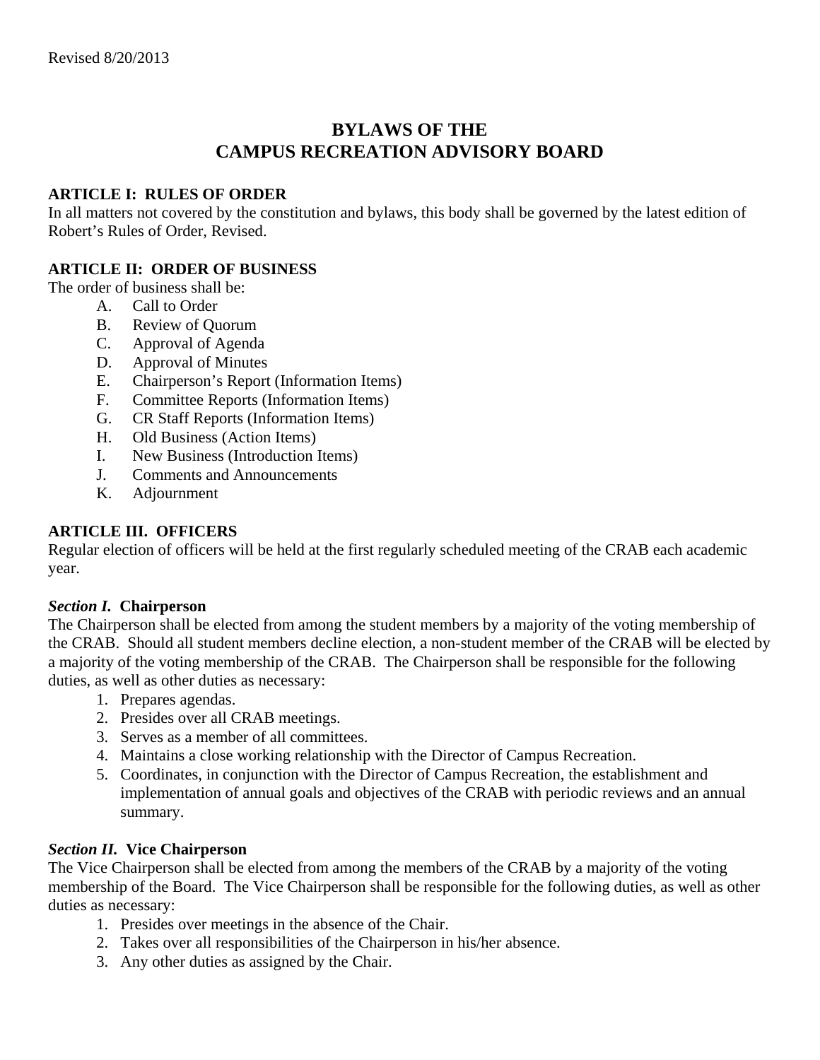Revised 8/20/2013

# BYLAWS OF THE CAMPUS RECREATION ADVISORY BOARD

## ARTICLE I: RULES OF ORDER

In all matters not covered by the constitution and bylaws, this body shall be governed by the latest edition of Robert's Rules of Order, Revised.

## ARTICLE II: ORDER OF BUSINESS

The order of business shall be:

A. Call to Order
B. Review of Quorum
C. Approval of Agenda
D. Approval of Minutes
E. Chairperson's Report (Information Items)
F. Committee Reports (Information Items)
G. CR Staff Reports (Information Items)
H. Old Business (Action Items)
I. New Business (Introduction Items)
J. Comments and Announcements
K. Adjournment

## ARTICLE III. OFFICERS

Regular election of officers will be held at the first regularly scheduled meeting of the CRAB each academic year.

### *Section I.* Chairperson

The Chairperson shall be elected from among the student members by a majority of the voting membership of the CRAB. Should all student members decline election, a non-student member of the CRAB will be elected by a majority of the voting membership of the CRAB. The Chairperson shall be responsible for the following duties, as well as other duties as necessary:

1. Prepares agendas.
2. Presides over all CRAB meetings.
3. Serves as a member of all committees.
4. Maintains a close working relationship with the Director of Campus Recreation.
5. Coordinates, in conjunction with the Director of Campus Recreation, the establishment and implementation of annual goals and objectives of the CRAB with periodic reviews and an annual summary.

### *Section II.* Vice Chairperson

The Vice Chairperson shall be elected from among the members of the CRAB by a majority of the voting membership of the Board. The Vice Chairperson shall be responsible for the following duties, as well as other duties as necessary:

1. Presides over meetings in the absence of the Chair.
2. Takes over all responsibilities of the Chairperson in his/her absence.
3. Any other duties as assigned by the Chair.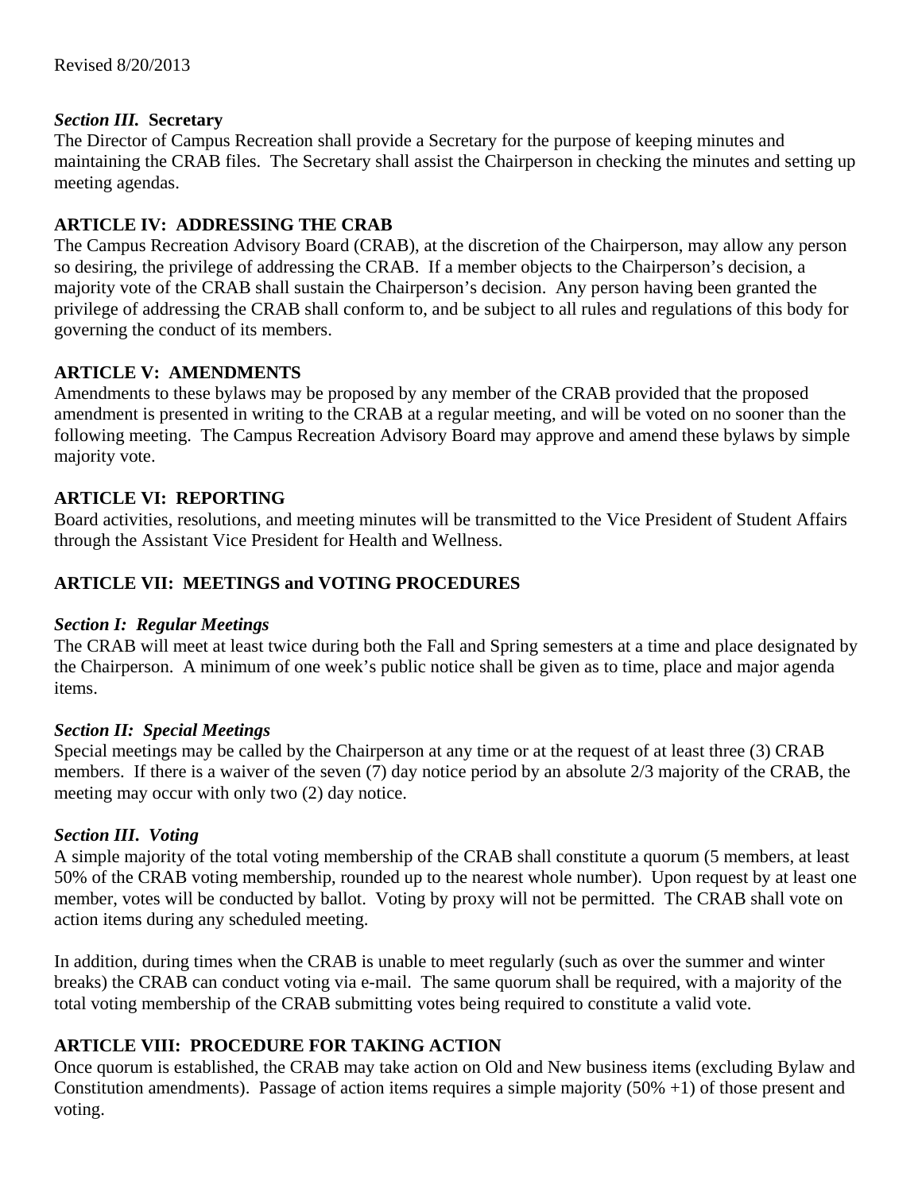Revised 8/20/2013

***Section III.* Secretary**

The Director of Campus Recreation shall provide a Secretary for the purpose of keeping minutes and maintaining the CRAB files. The Secretary shall assist the Chairperson in checking the minutes and setting up meeting agendas.

## ARTICLE IV: ADDRESSING THE CRAB

The Campus Recreation Advisory Board (CRAB), at the discretion of the Chairperson, may allow any person so desiring, the privilege of addressing the CRAB. If a member objects to the Chairperson's decision, a majority vote of the CRAB shall sustain the Chairperson's decision. Any person having been granted the privilege of addressing the CRAB shall conform to, and be subject to all rules and regulations of this body for governing the conduct of its members.

## ARTICLE V: AMENDMENTS

Amendments to these bylaws may be proposed by any member of the CRAB provided that the proposed amendment is presented in writing to the CRAB at a regular meeting, and will be voted on no sooner than the following meeting. The Campus Recreation Advisory Board may approve and amend these bylaws by simple majority vote.

## ARTICLE VI: REPORTING

Board activities, resolutions, and meeting minutes will be transmitted to the Vice President of Student Affairs through the Assistant Vice President for Health and Wellness.

## ARTICLE VII: MEETINGS and VOTING PROCEDURES

***Section I: Regular Meetings***

The CRAB will meet at least twice during both the Fall and Spring semesters at a time and place designated by the Chairperson. A minimum of one week's public notice shall be given as to time, place and major agenda items.

***Section II: Special Meetings***

Special meetings may be called by the Chairperson at any time or at the request of at least three (3) CRAB members. If there is a waiver of the seven (7) day notice period by an absolute 2/3 majority of the CRAB, the meeting may occur with only two (2) day notice.

***Section III. Voting***

A simple majority of the total voting membership of the CRAB shall constitute a quorum (5 members, at least 50% of the CRAB voting membership, rounded up to the nearest whole number). Upon request by at least one member, votes will be conducted by ballot. Voting by proxy will not be permitted. The CRAB shall vote on action items during any scheduled meeting.

In addition, during times when the CRAB is unable to meet regularly (such as over the summer and winter breaks) the CRAB can conduct voting via e-mail. The same quorum shall be required, with a majority of the total voting membership of the CRAB submitting votes being required to constitute a valid vote.

## ARTICLE VIII: PROCEDURE FOR TAKING ACTION

Once quorum is established, the CRAB may take action on Old and New business items (excluding Bylaw and Constitution amendments). Passage of action items requires a simple majority (50% +1) of those present and voting.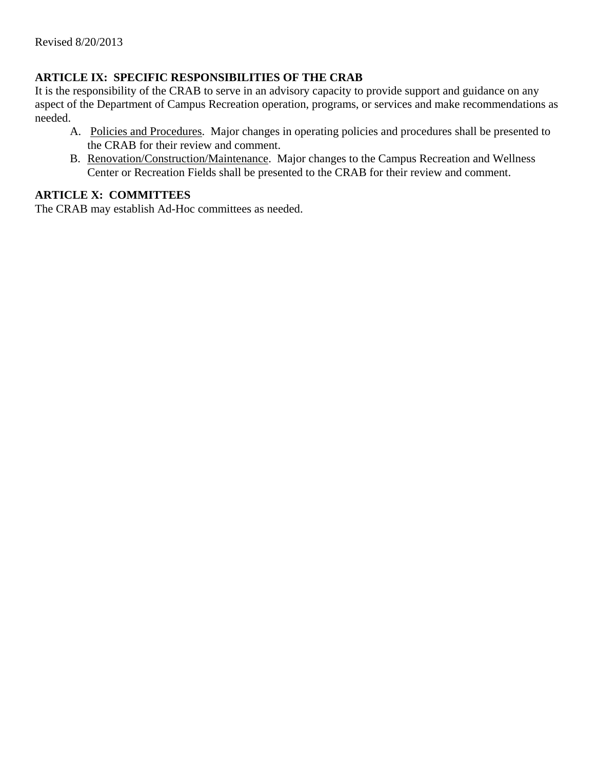## ARTICLE IX: SPECIFIC RESPONSIBILITIES OF THE CRAB

It is the responsibility of the CRAB to serve in an advisory capacity to provide support and guidance on any aspect of the Department of Campus Recreation operation, programs, or services and make recommendations as needed.

A. Policies and Procedures. Major changes in operating policies and procedures shall be presented to the CRAB for their review and comment.

B. Renovation/Construction/Maintenance. Major changes to the Campus Recreation and Wellness Center or Recreation Fields shall be presented to the CRAB for their review and comment.

## ARTICLE X: COMMITTEES

The CRAB may establish Ad-Hoc committees as needed.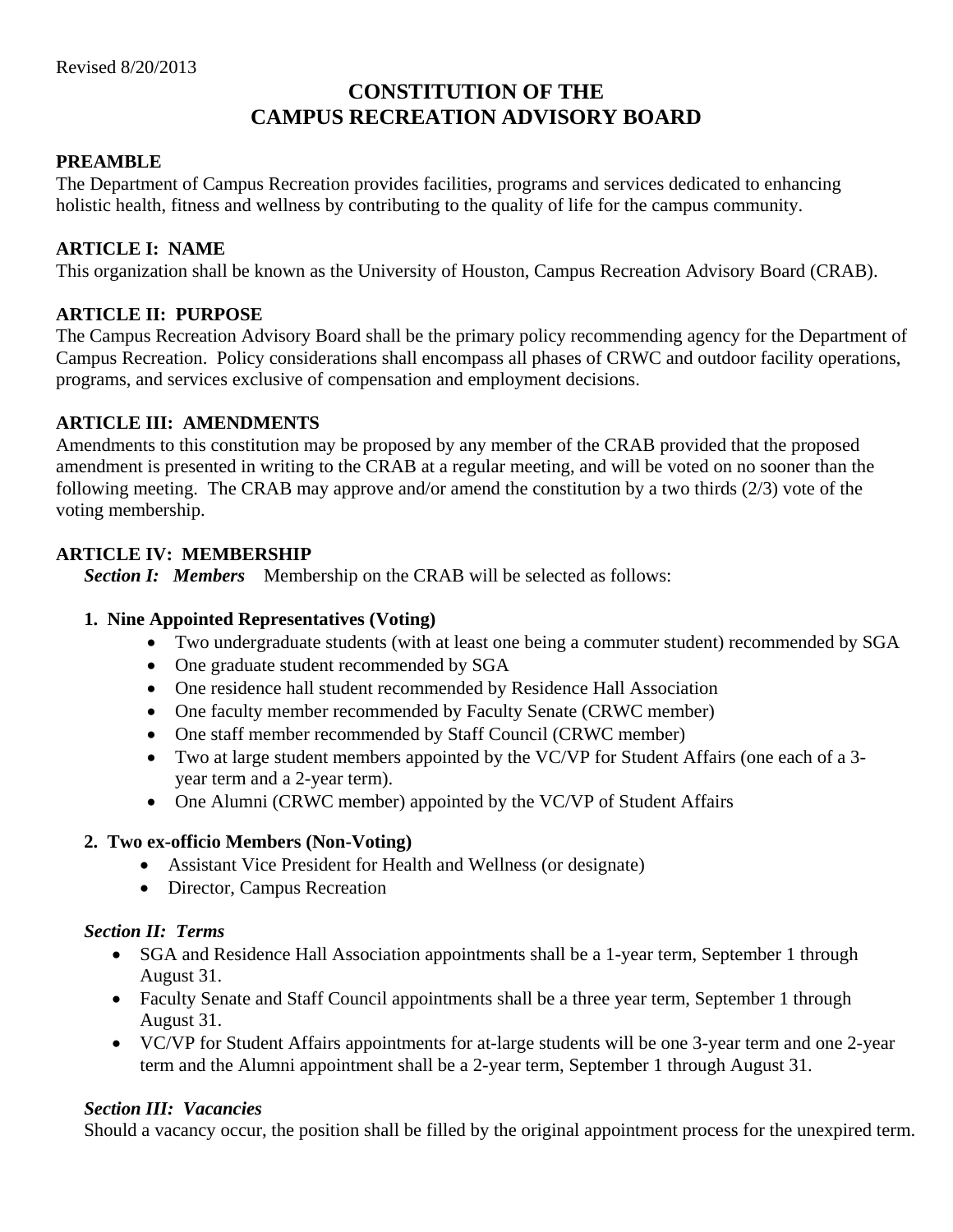Revised 8/20/2013

# CONSTITUTION OF THE CAMPUS RECREATION ADVISORY BOARD

## PREAMBLE

The Department of Campus Recreation provides facilities, programs and services dedicated to enhancing holistic health, fitness and wellness by contributing to the quality of life for the campus community.

## ARTICLE I: NAME

This organization shall be known as the University of Houston, Campus Recreation Advisory Board (CRAB).

## ARTICLE II: PURPOSE

The Campus Recreation Advisory Board shall be the primary policy recommending agency for the Department of Campus Recreation. Policy considerations shall encompass all phases of CRWC and outdoor facility operations, programs, and services exclusive of compensation and employment decisions.

## ARTICLE III: AMENDMENTS

Amendments to this constitution may be proposed by any member of the CRAB provided that the proposed amendment is presented in writing to the CRAB at a regular meeting, and will be voted on no sooner than the following meeting. The CRAB may approve and/or amend the constitution by a two thirds (2/3) vote of the voting membership.

## ARTICLE IV: MEMBERSHIP

***Section I: Members*** Membership on the CRAB will be selected as follows:

1. **Nine Appointed Representatives (Voting)**
   - Two undergraduate students (with at least one being a commuter student) recommended by SGA
   - One graduate student recommended by SGA
   - One residence hall student recommended by Residence Hall Association
   - One faculty member recommended by Faculty Senate (CRWC member)
   - One staff member recommended by Staff Council (CRWC member)
   - Two at large student members appointed by the VC/VP for Student Affairs (one each of a 3-year term and a 2-year term).
   - One Alumni (CRWC member) appointed by the VC/VP of Student Affairs

2. **Two ex-officio Members (Non-Voting)**
   - Assistant Vice President for Health and Wellness (or designate)
   - Director, Campus Recreation

***Section II: Terms***

- SGA and Residence Hall Association appointments shall be a 1-year term, September 1 through August 31.
- Faculty Senate and Staff Council appointments shall be a three year term, September 1 through August 31.
- VC/VP for Student Affairs appointments for at-large students will be one 3-year term and one 2-year term and the Alumni appointment shall be a 2-year term, September 1 through August 31.

***Section III: Vacancies***

Should a vacancy occur, the position shall be filled by the original appointment process for the unexpired term.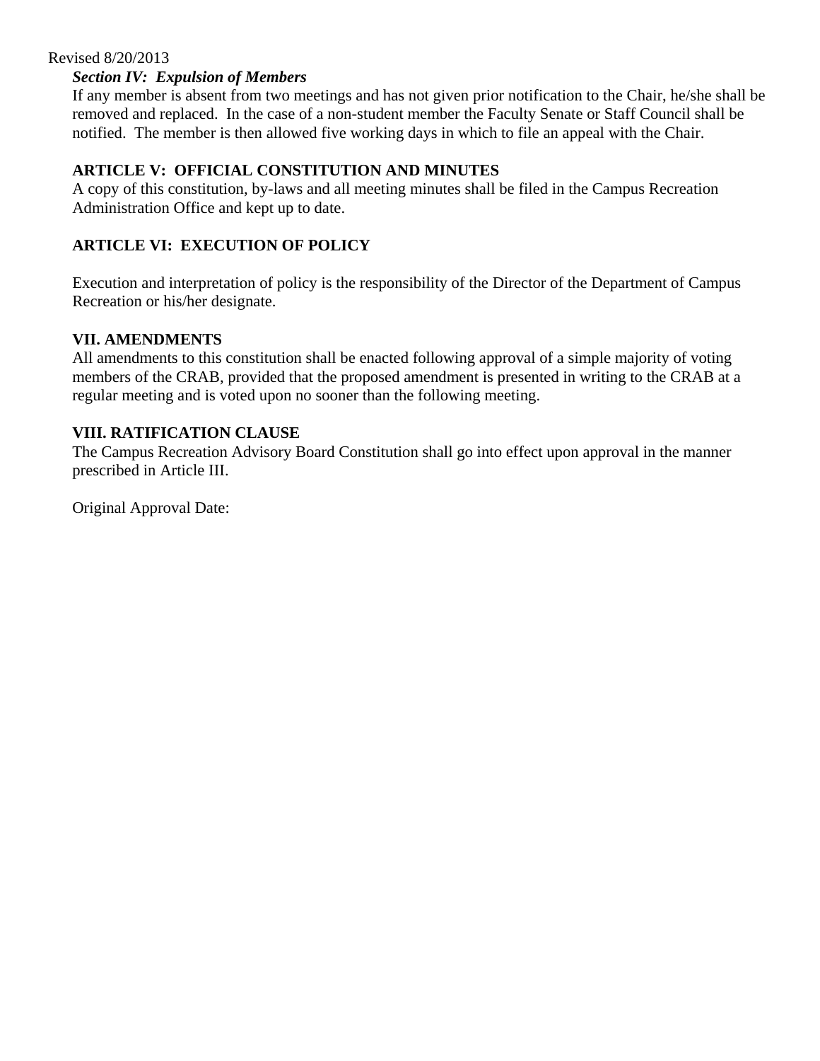Revised 8/20/2013

***Section IV: Expulsion of Members***

If any member is absent from two meetings and has not given prior notification to the Chair, he/she shall be removed and replaced. In the case of a non-student member the Faculty Senate or Staff Council shall be notified. The member is then allowed five working days in which to file an appeal with the Chair.

## ARTICLE V: OFFICIAL CONSTITUTION AND MINUTES

A copy of this constitution, by-laws and all meeting minutes shall be filed in the Campus Recreation Administration Office and kept up to date.

## ARTICLE VI: EXECUTION OF POLICY

Execution and interpretation of policy is the responsibility of the Director of the Department of Campus Recreation or his/her designate.

## VII. AMENDMENTS

All amendments to this constitution shall be enacted following approval of a simple majority of voting members of the CRAB, provided that the proposed amendment is presented in writing to the CRAB at a regular meeting and is voted upon no sooner than the following meeting.

## VIII. RATIFICATION CLAUSE

The Campus Recreation Advisory Board Constitution shall go into effect upon approval in the manner prescribed in Article III.

Original Approval Date: